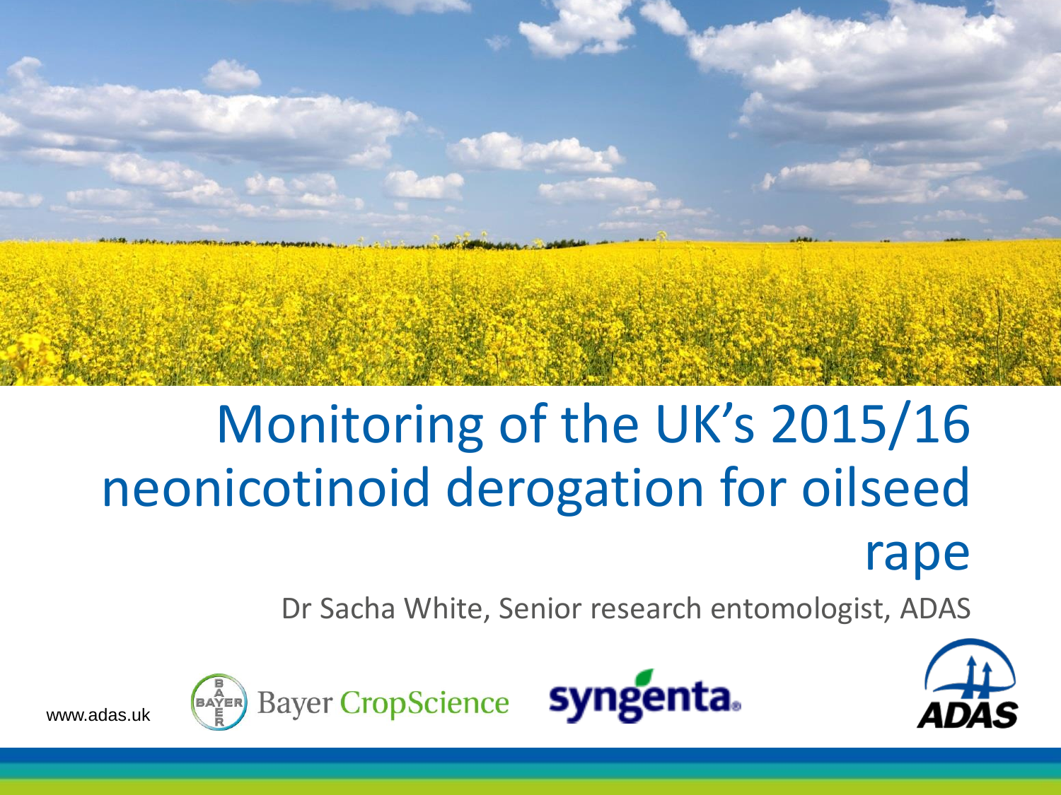# Monitoring of the UK's 2015/16 neonicotinoid derogation for oilseed rape

Dr Sacha White, Senior research entomologist, ADAS

www.adas.uk

Bayer CropScience

syngenta

ADAS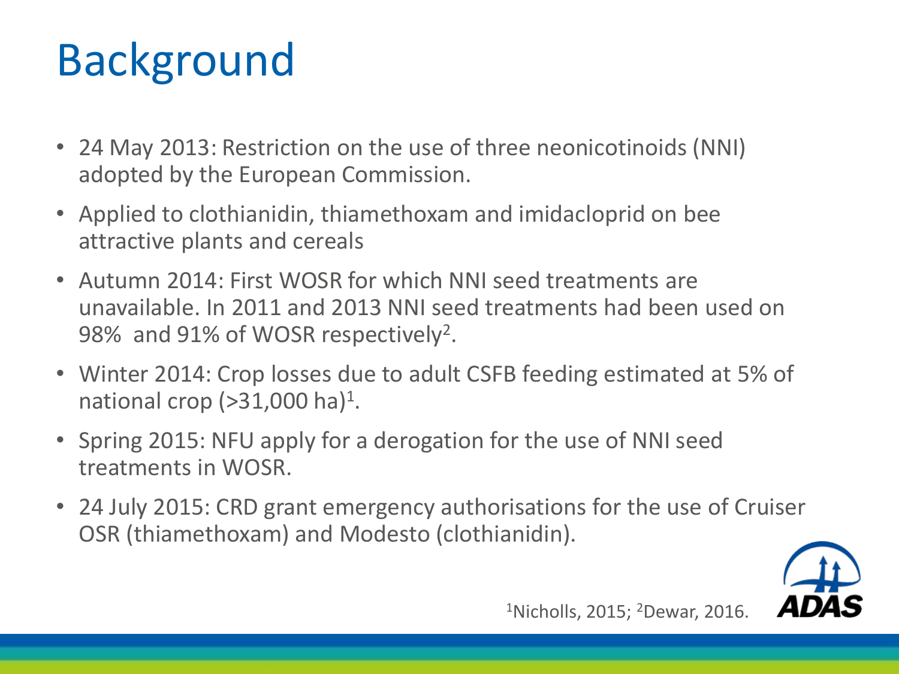# Background

- 24 May 2013: Restriction on the use of three neonicotinoids (NNI) adopted by the European Commission.
- Applied to clothianidin, thiamethoxam and imidacloprid on bee attractive plants and cereals
- Autumn 2014: First WOSR for which NNI seed treatments are unavailable. In 2011 and 2013 NNI seed treatments had been used on 98% and 91% of WOSR respectively[2].
- Winter 2014: Crop losses due to adult CSFB feeding estimated at 5% of national crop (>31,000 ha)[1].
- Spring 2015: NFU apply for a derogation for the use of NNI seed treatments in WOSR.
- 24 July 2015: CRD grant emergency authorisations for the use of Cruiser OSR (thiamethoxam) and Modesto (clothianidin).

[1]Nicholls, 2015; [2]Dewar, 2016.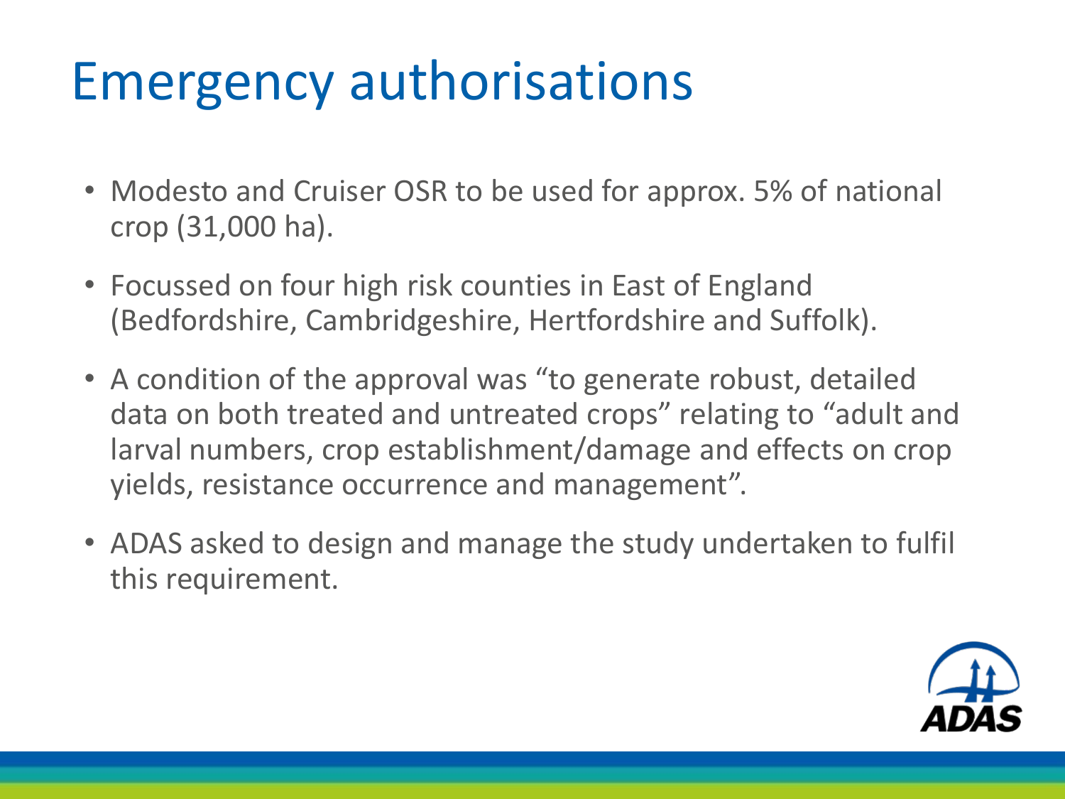# Emergency authorisations

- Modesto and Cruiser OSR to be used for approx. 5% of national crop (31,000 ha).
- Focussed on four high risk counties in East of England (Bedfordshire, Cambridgeshire, Hertfordshire and Suffolk).
- A condition of the approval was "to generate robust, detailed data on both treated and untreated crops" relating to "adult and larval numbers, crop establishment/damage and effects on crop yields, resistance occurrence and management".
- ADAS asked to design and manage the study undertaken to fulfil this requirement.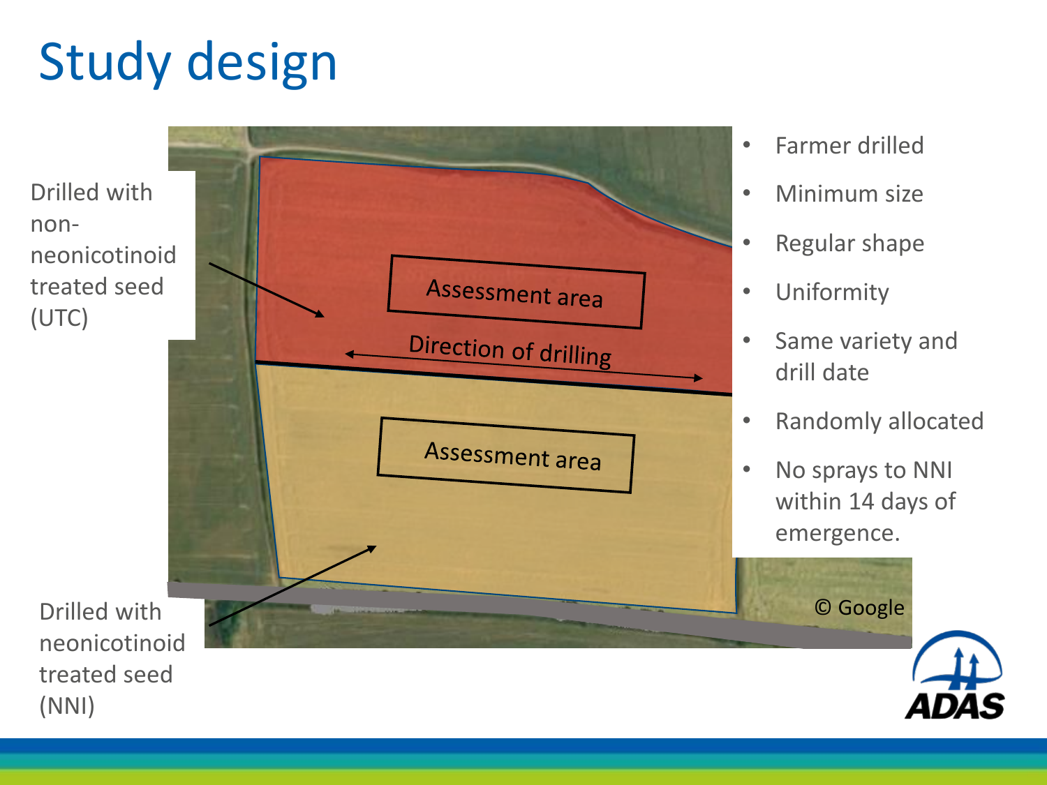# Study design

Drilled with non-neonicotinoid treated seed (UTC)

Assessment area

Direction of drilling

Assessment area

Drilled with neonicotinoid treated seed (NNI)

© Google

- Farmer drilled
- Minimum size
- Regular shape
- Uniformity
- Same variety and drill date
- Randomly allocated
- No sprays to NNI within 14 days of emergence.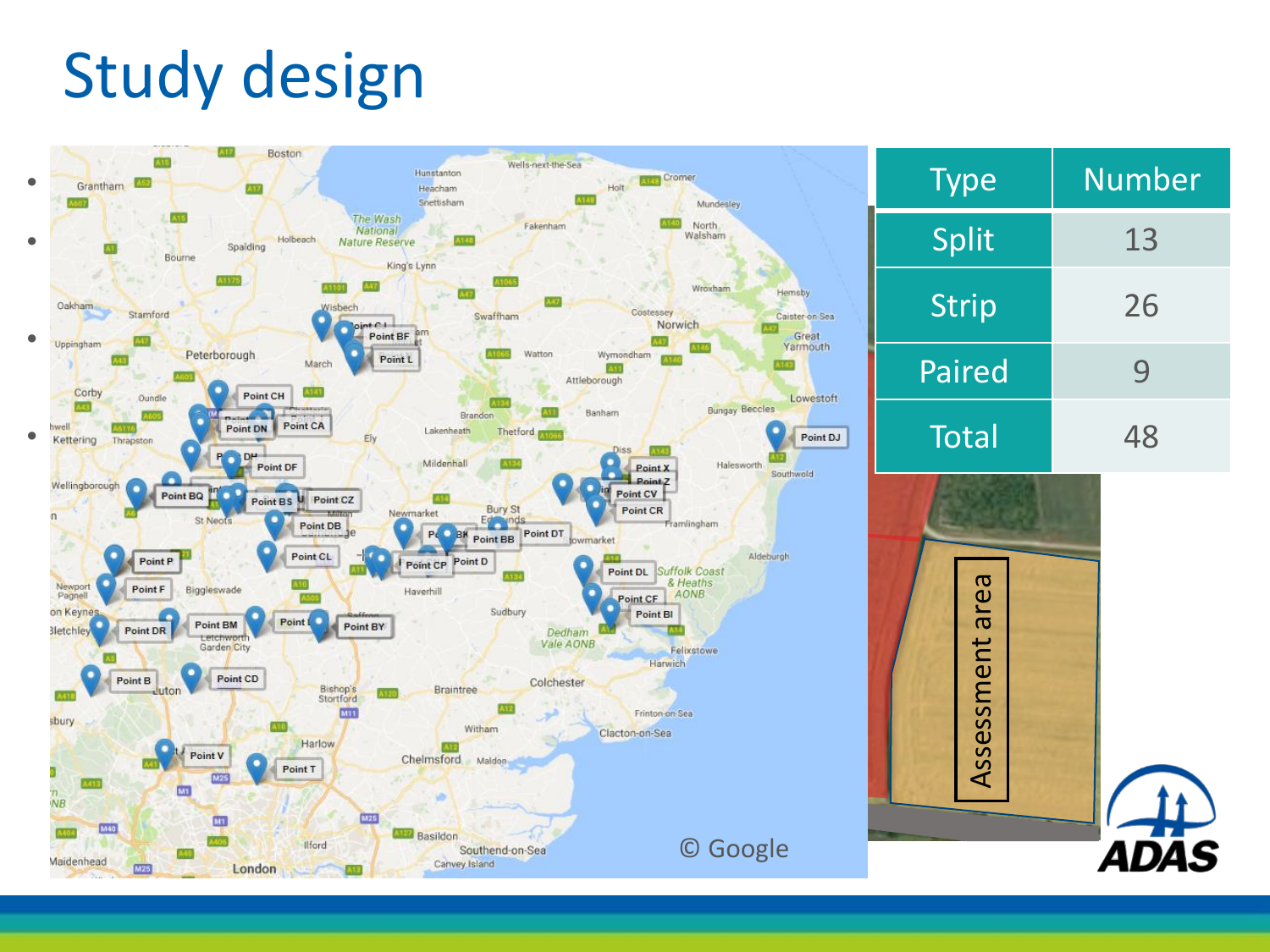# Study design

| Type | Number |
| --- | --- |
| Split | 13 |
| Strip | 26 |
| Paired | 9 |
| Total | 48 |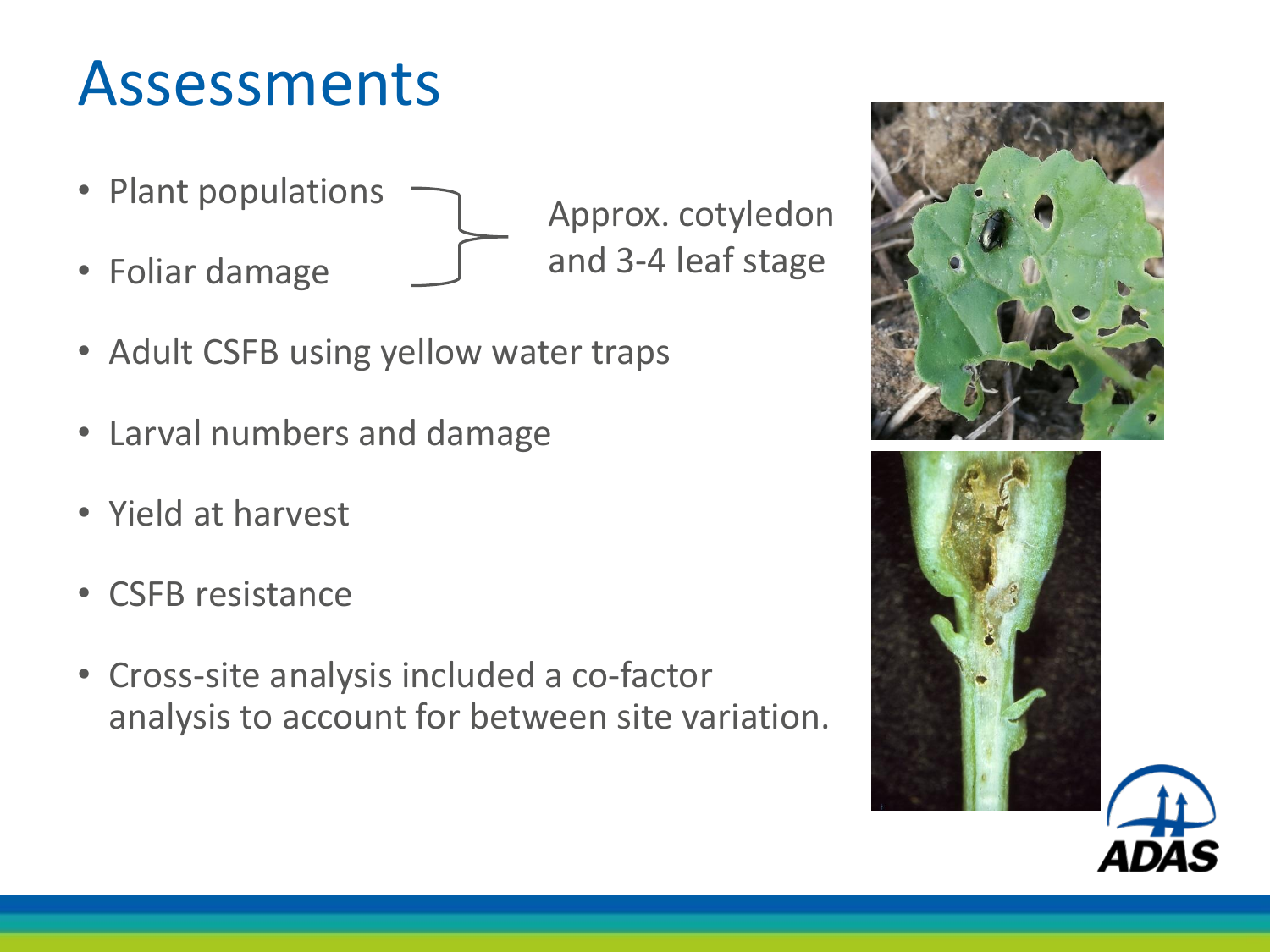# Assessments

- Plant populations
- Foliar damage

Approx. cotyledon and 3-4 leaf stage

- Adult CSFB using yellow water traps
- Larval numbers and damage
- Yield at harvest
- CSFB resistance
- Cross-site analysis included a co-factor analysis to account for between site variation.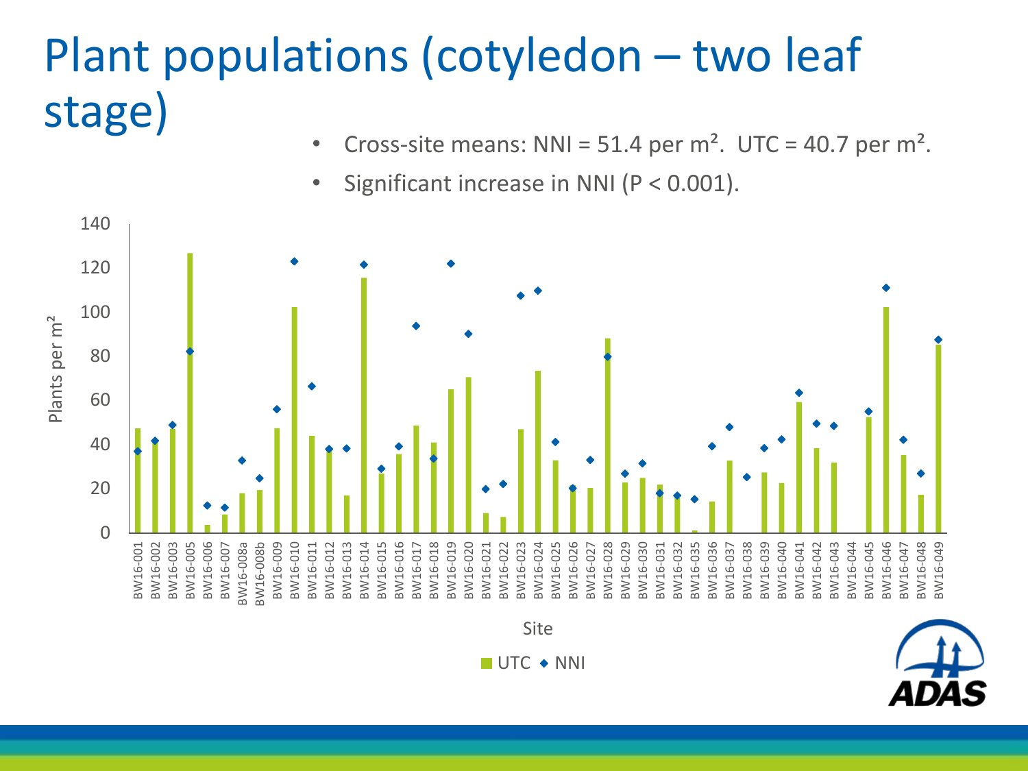# Plant populations (cotyledon – two leaf stage)

- Cross-site means: NNI = 51.4 per m². UTC = 40.7 per m².
- Significant increase in NNI ($P < 0.001$).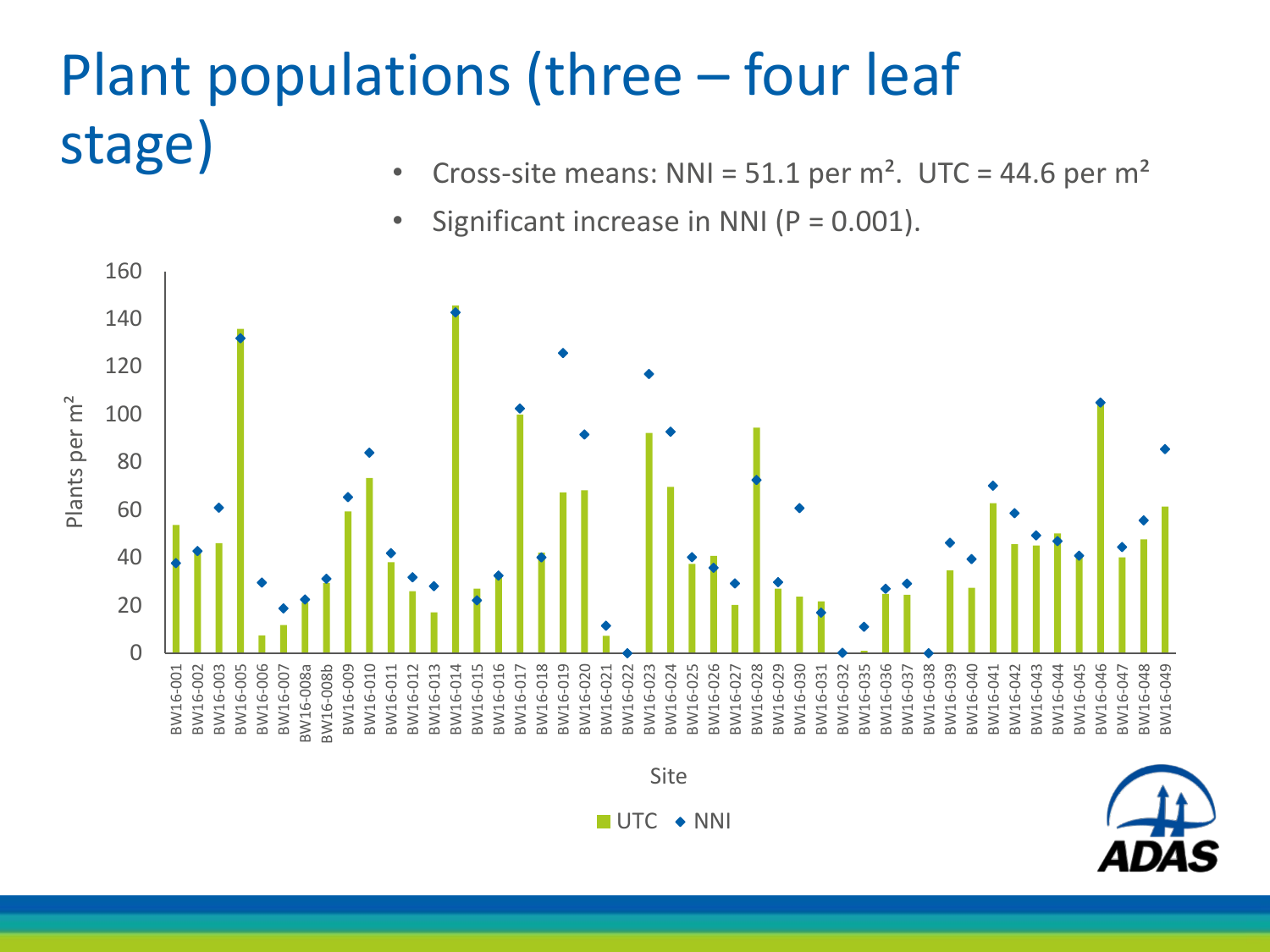# Plant populations (three – four leaf stage)

- Cross-site means: NNI = 51.1 per $m^2$. UTC = 44.6 per $m^2$
- Significant increase in NNI ($P = 0.001$).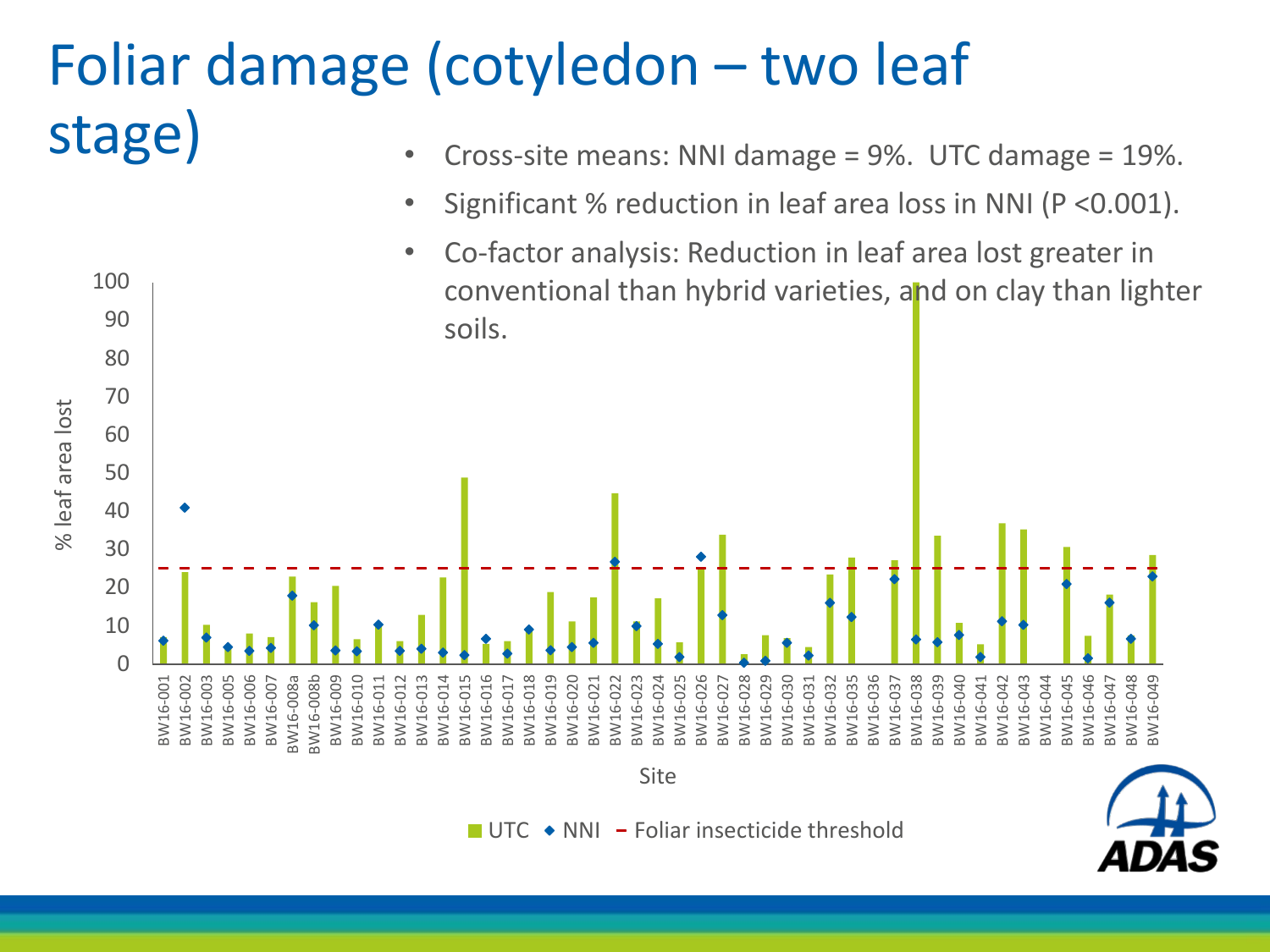# Foliar damage (cotyledon – two leaf stage)

- Cross-site means: NNI damage = 9%. UTC damage = 19%.
- Significant % reduction in leaf area loss in NNI ($P < 0.001$).
- Co-factor analysis: Reduction in leaf area lost greater in conventional than hybrid varieties, and on clay than lighter soils.

% leaf area lost

Site

UTC ◆ NNI – Foliar insecticide threshold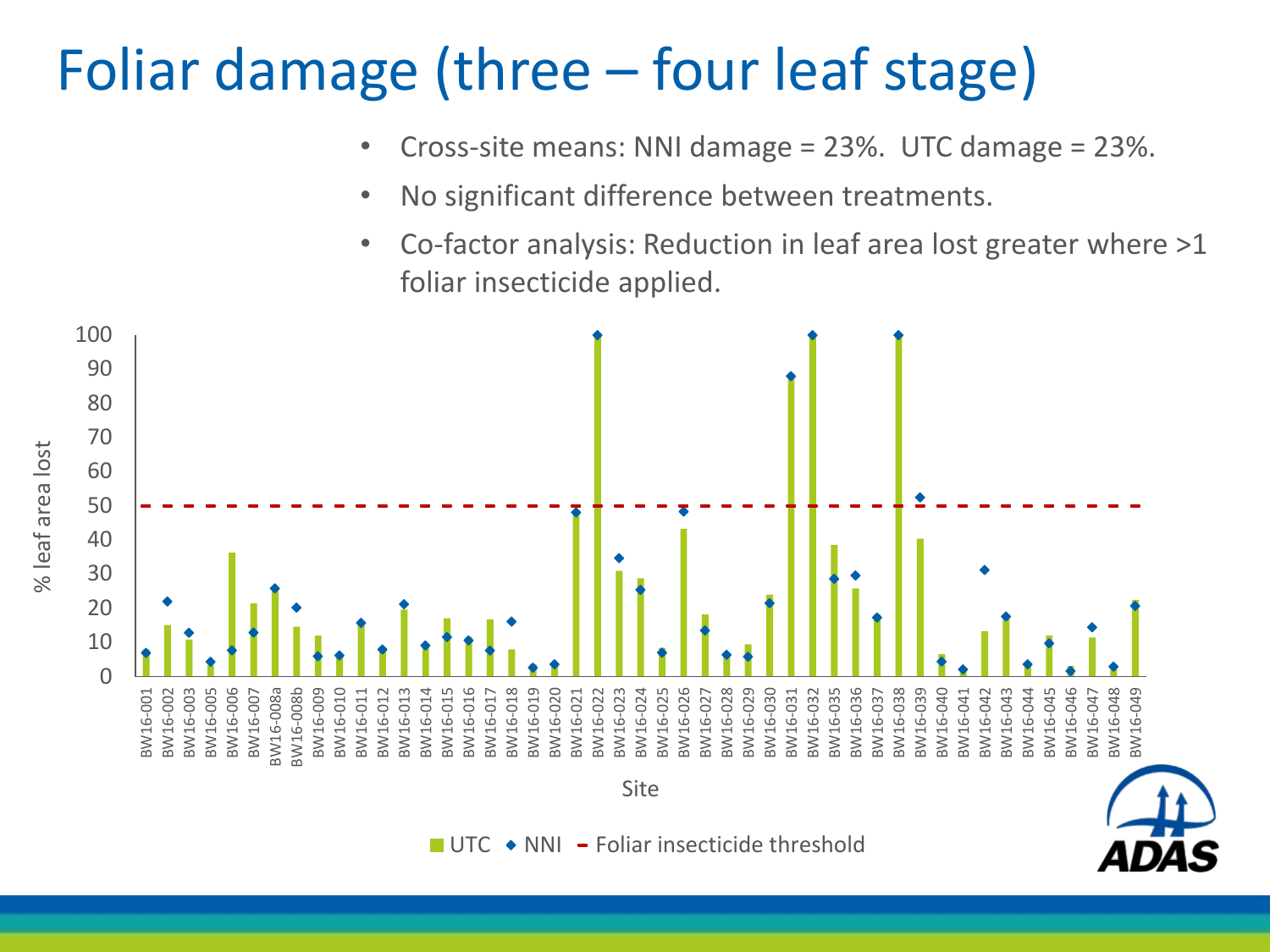# Foliar damage (three – four leaf stage)

- Cross-site means: NNI damage = 23%. UTC damage = 23%.
- No significant difference between treatments.
- Co-factor analysis: Reduction in leaf area lost greater where >1 foliar insecticide applied.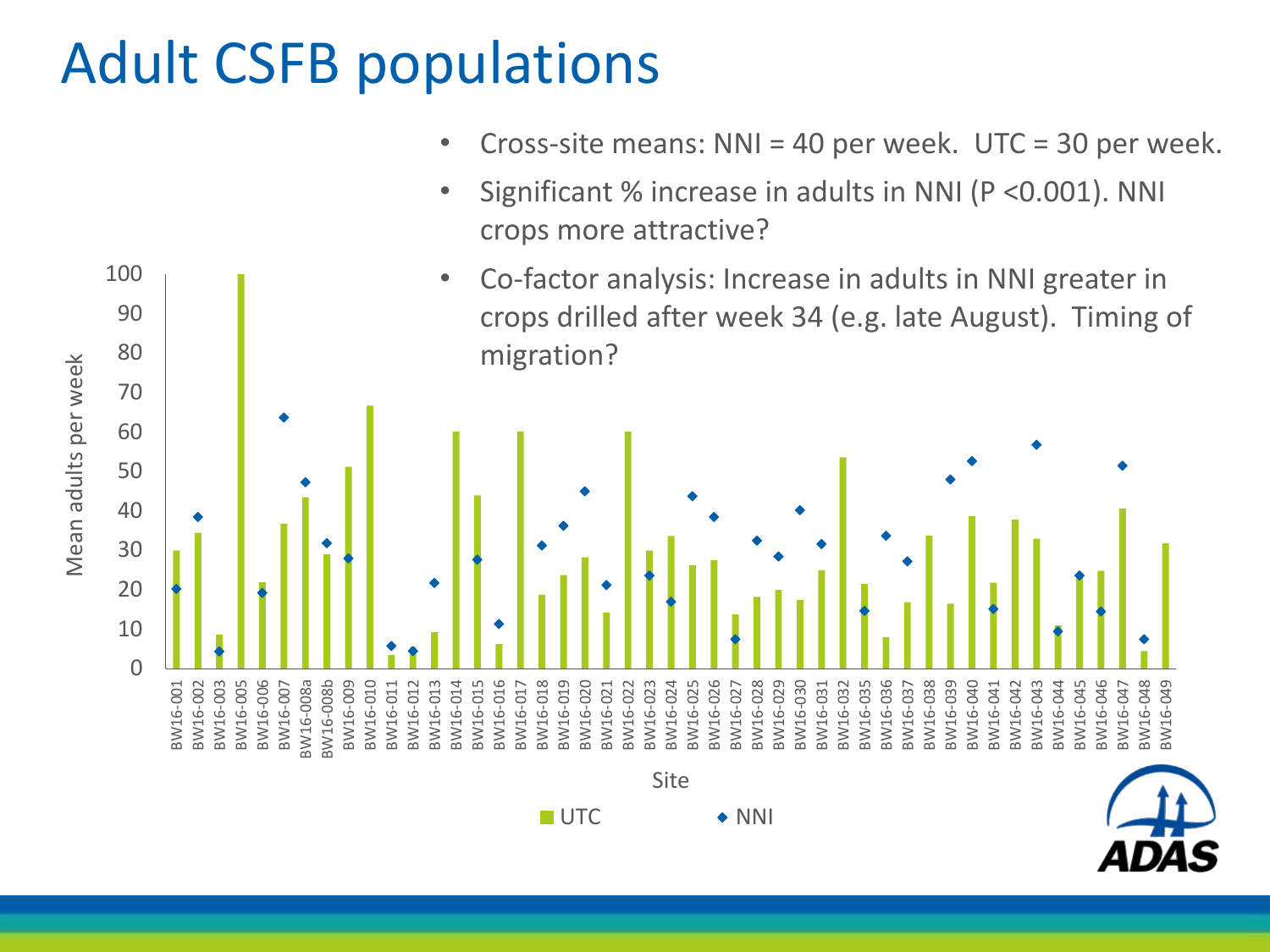# Adult CSFB populations

- Cross-site means: NNI = 40 per week. UTC = 30 per week.
- Significant % increase in adults in NNI ($P < 0.001$). NNI crops more attractive?
- Co-factor analysis: Increase in adults in NNI greater in crops drilled after week 34 (e.g. late August). Timing of migration?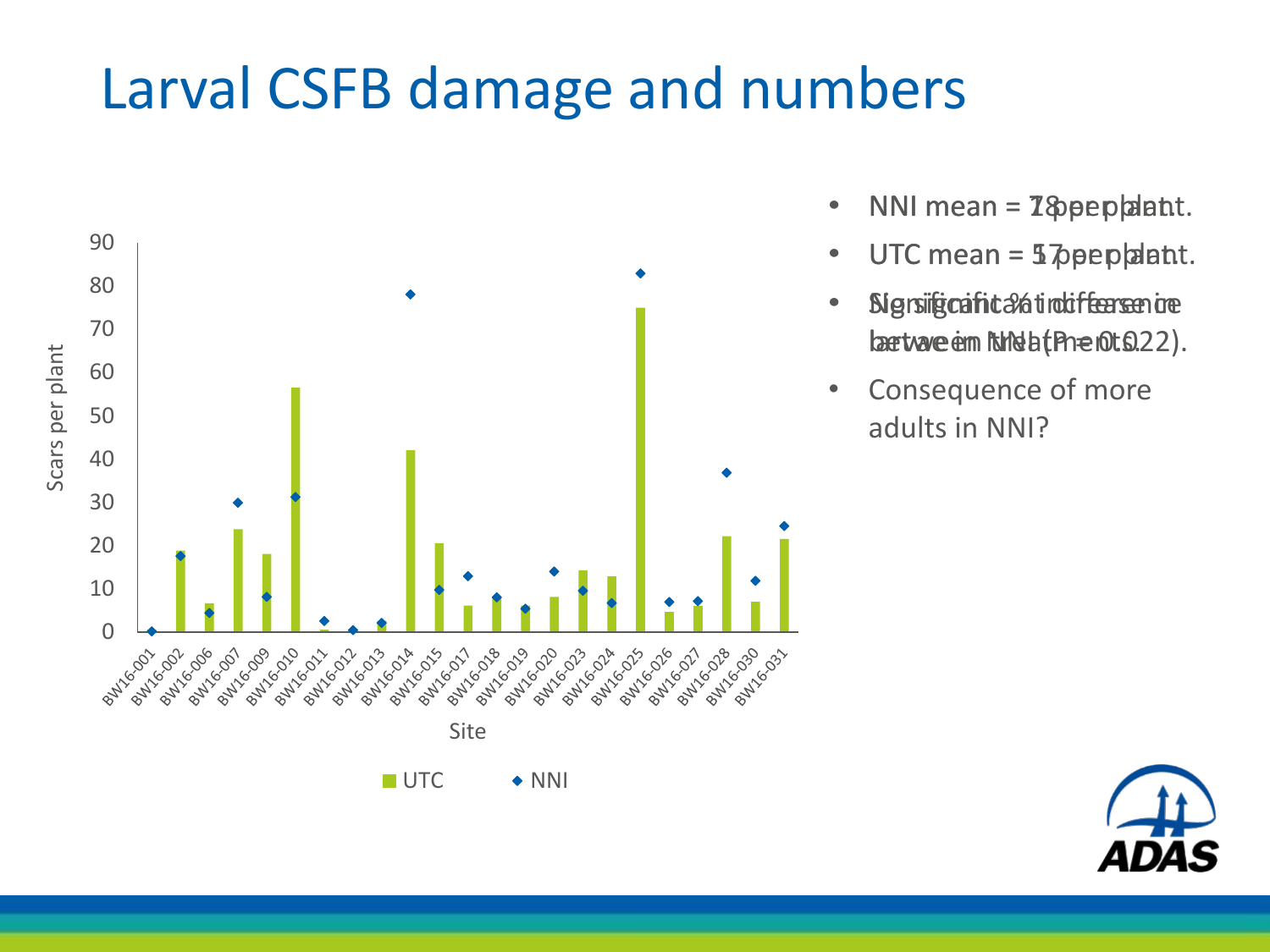# Larval CSFB damage and numbers

Scars per plant

Site

UTC ◆ NNI

- NNI mean = 18 per plant.
- UTC mean = 17 per plant.
- No significant difference between treatments.

- NNI mean = 7 per plant.
- UTC mean = 5 per plant.
- Significant % increase in larvae in NNI (P = 0.022).
- Consequence of more adults in NNI?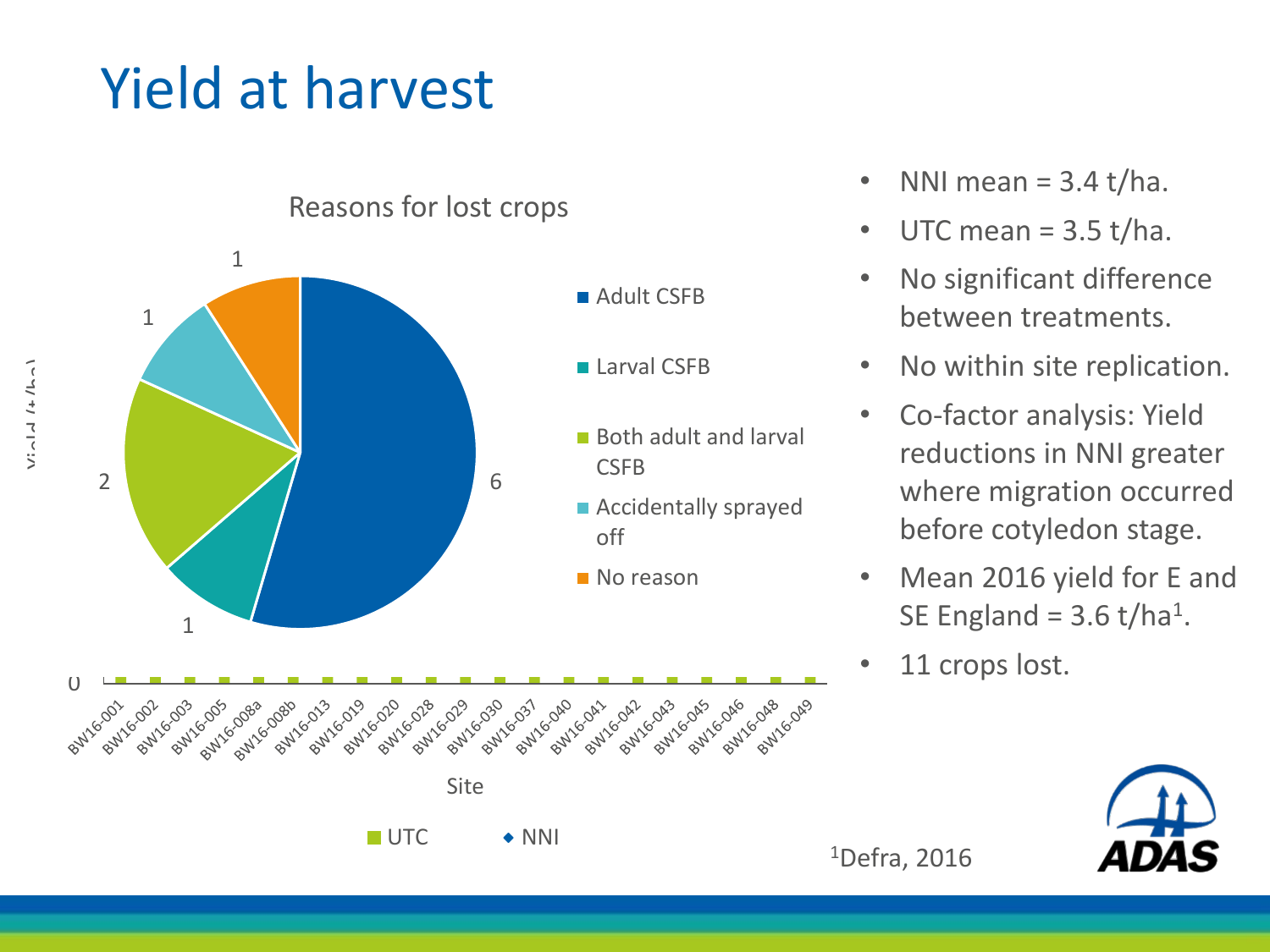# Yield at harvest

Reasons for lost crops

| Reason | Number |
| --- | --- |
| Adult CSFB | 6 |
| Larval CSFB | 1 |
| Both adult and larval CSFB | 2 |
| Accidentally sprayed off | 1 |
| No reason | 1 |

Site: BW16-001, BW16-002, BW16-003, BW16-005, BW16-008a, BW16-008b, BW16-013, BW16-019, BW16-020, BW16-028, BW16-029, BW16-030, BW16-037, BW16-040, BW16-041, BW16-042, BW16-043, BW16-045, BW16-046, BW16-048, BW16-049

UTC ◆ NNI

- NNI mean = 3.4 t/ha.
- UTC mean = 3.5 t/ha.
- No significant difference between treatments.
- No within site replication.
- Co-factor analysis: Yield reductions in NNI greater where migration occurred before cotyledon stage.
- Mean 2016 yield for E and SE England = 3.6 t/ha[1].
- 11 crops lost.

[1]Defra, 2016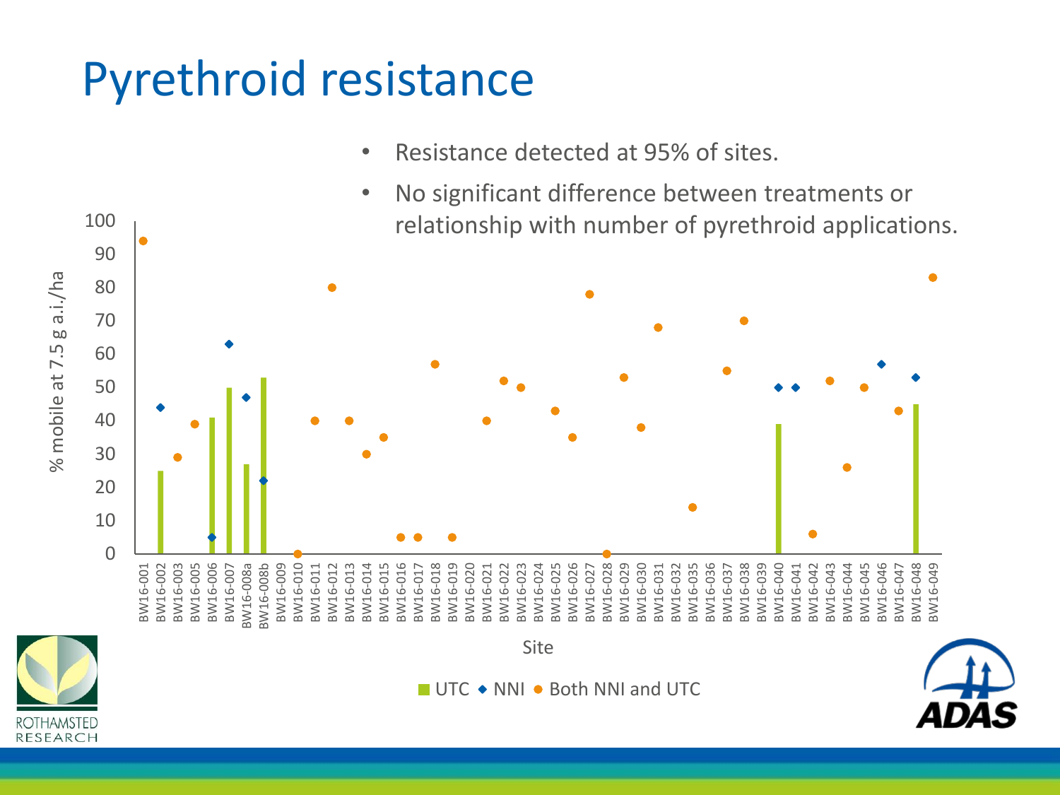# Pyrethroid resistance

- Resistance detected at 95% of sites.
- No significant difference between treatments or relationship with number of pyrethroid applications.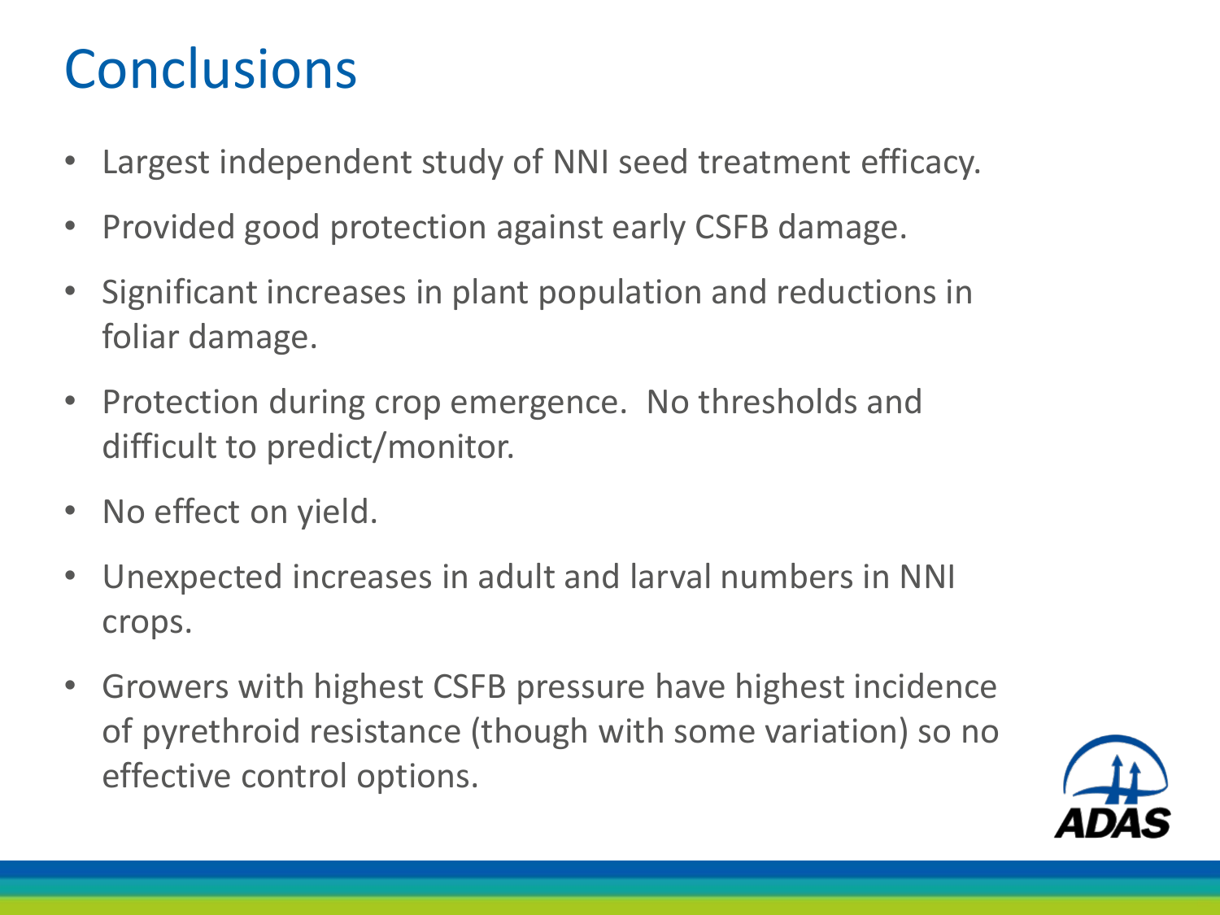# Conclusions

- Largest independent study of NNI seed treatment efficacy.
- Provided good protection against early CSFB damage.
- Significant increases in plant population and reductions in foliar damage.
- Protection during crop emergence.  No thresholds and difficult to predict/monitor.
- No effect on yield.
- Unexpected increases in adult and larval numbers in NNI crops.
- Growers with highest CSFB pressure have highest incidence of pyrethroid resistance (though with some variation) so no effective control options.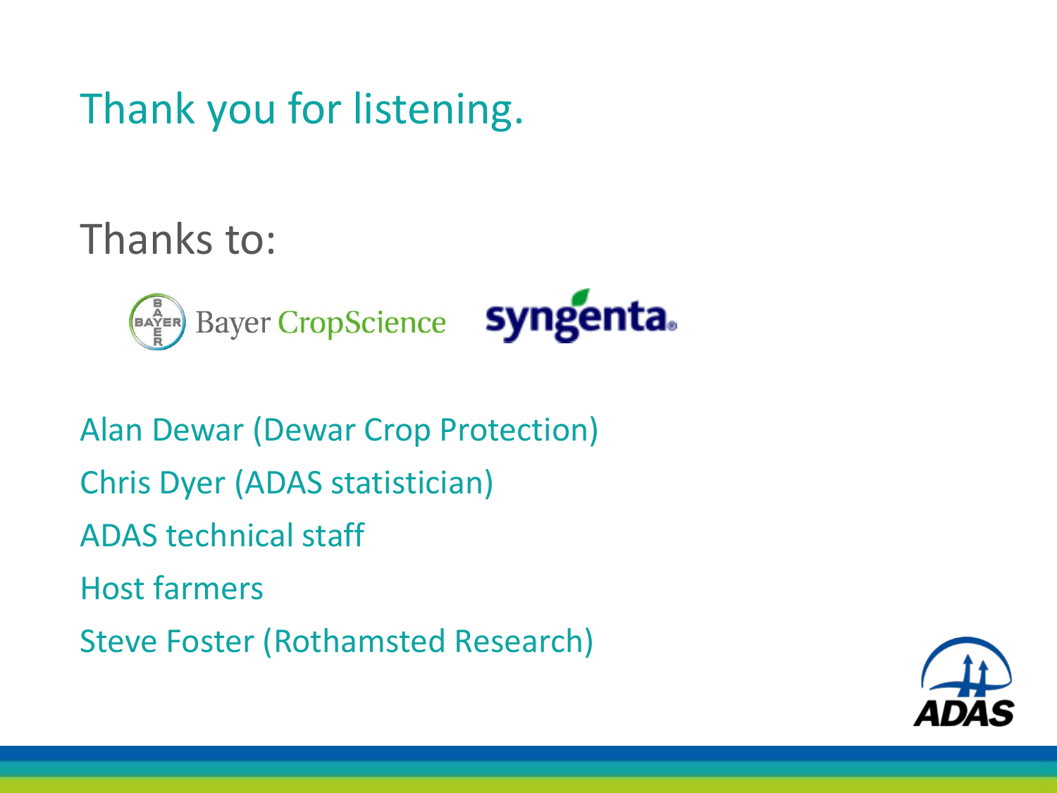# Thank you for listening.

## Thanks to:

Bayer CropScience syngenta

Alan Dewar (Dewar Crop Protection)

Chris Dyer (ADAS statistician)

ADAS technical staff

Host farmers

Steve Foster (Rothamsted Research)